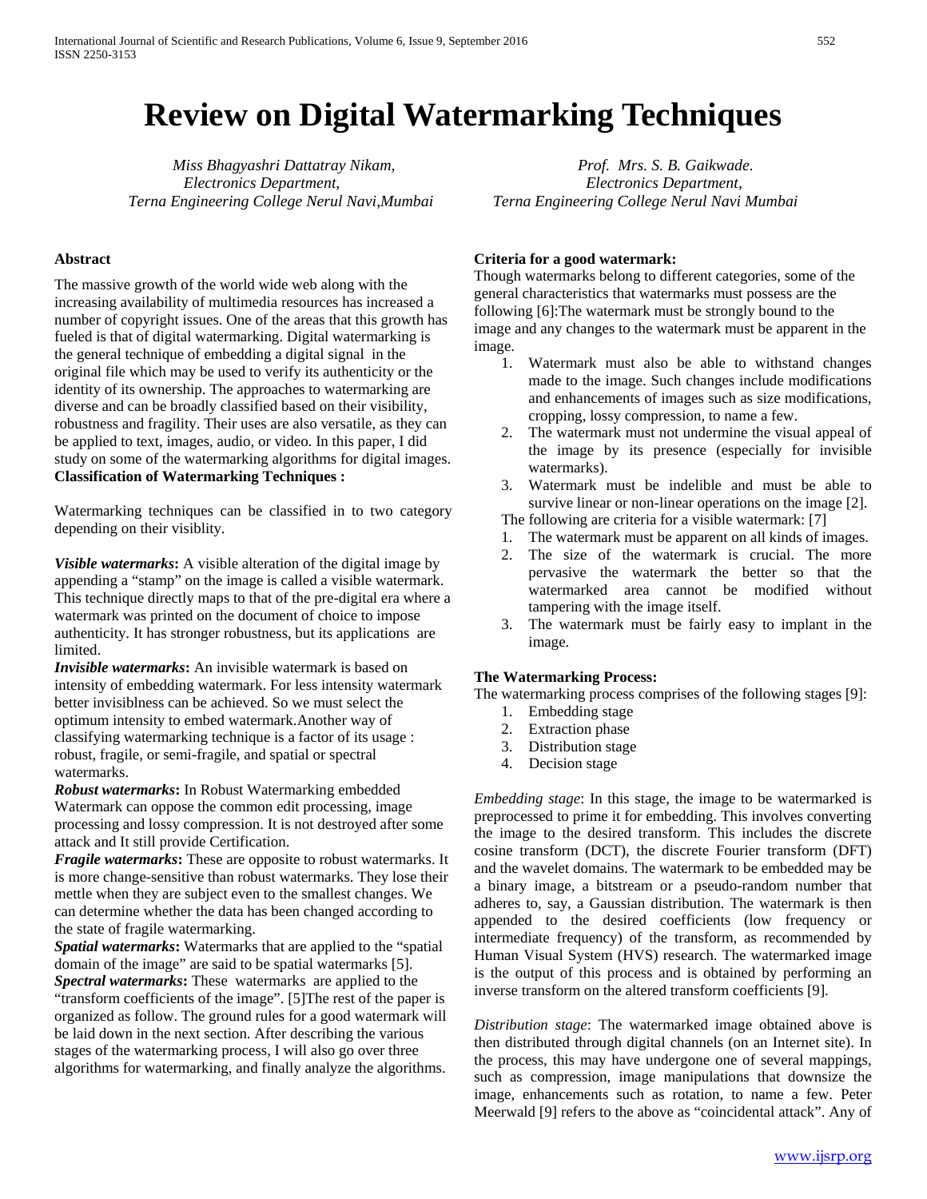# Review on Digital Watermarking Techniques

*Miss Bhagyashri Dattatray Nikam,*
*Electronics Department,*
*Terna Engineering College Nerul Navi,Mumbai*

*Prof. Mrs. S. B. Gaikwade.*
*Electronics Department,*
*Terna Engineering College Nerul Navi Mumbai*

## Abstract

The massive growth of the world wide web along with the increasing availability of multimedia resources has increased a number of copyright issues. One of the areas that this growth has fueled is that of digital watermarking. Digital watermarking is the general technique of embedding a digital signal in the original file which may be used to verify its authenticity or the identity of its ownership. The approaches to watermarking are diverse and can be broadly classified based on their visibility, robustness and fragility. Their uses are also versatile, as they can be applied to text, images, audio, or video. In this paper, I did study on some of the watermarking algorithms for digital images.

**Classification of Watermarking Techniques :**

Watermarking techniques can be classified in to two category depending on their visiblity.

***Visible watermarks*:** A visible alteration of the digital image by appending a "stamp" on the image is called a visible watermark. This technique directly maps to that of the pre-digital era where a watermark was printed on the document of choice to impose authenticity. It has stronger robustness, but its applications are limited.

***Invisible watermarks*:** An invisible watermark is based on intensity of embedding watermark. For less intensity watermark better invisiblness can be achieved. So we must select the optimum intensity to embed watermark.Another way of classifying watermarking technique is a factor of its usage : robust, fragile, or semi-fragile, and spatial or spectral watermarks.

***Robust watermarks*:** In Robust Watermarking embedded Watermark can oppose the common edit processing, image processing and lossy compression. It is not destroyed after some attack and It still provide Certification.

***Fragile watermarks*:** These are opposite to robust watermarks. It is more change-sensitive than robust watermarks. They lose their mettle when they are subject even to the smallest changes. We can determine whether the data has been changed according to the state of fragile watermarking.

***Spatial watermarks*:** Watermarks that are applied to the "spatial domain of the image" are said to be spatial watermarks [5].

***Spectral watermarks*:** These watermarks are applied to the "transform coefficients of the image". [5]The rest of the paper is organized as follow. The ground rules for a good watermark will be laid down in the next section. After describing the various stages of the watermarking process, I will also go over three algorithms for watermarking, and finally analyze the algorithms.

**Criteria for a good watermark:**

Though watermarks belong to different categories, some of the general characteristics that watermarks must possess are the following [6]:The watermark must be strongly bound to the image and any changes to the watermark must be apparent in the image.

1. Watermark must also be able to withstand changes made to the image. Such changes include modifications and enhancements of images such as size modifications, cropping, lossy compression, to name a few.
2. The watermark must not undermine the visual appeal of the image by its presence (especially for invisible watermarks).
3. Watermark must be indelible and must be able to survive linear or non-linear operations on the image [2].

The following are criteria for a visible watermark: [7]

1. The watermark must be apparent on all kinds of images.
2. The size of the watermark is crucial. The more pervasive the watermark the better so that the watermarked area cannot be modified without tampering with the image itself.
3. The watermark must be fairly easy to implant in the image.

**The Watermarking Process:**

The watermarking process comprises of the following stages [9]:

1. Embedding stage
2. Extraction phase
3. Distribution stage
4. Decision stage

*Embedding stage*: In this stage, the image to be watermarked is preprocessed to prime it for embedding. This involves converting the image to the desired transform. This includes the discrete cosine transform (DCT), the discrete Fourier transform (DFT) and the wavelet domains. The watermark to be embedded may be a binary image, a bitstream or a pseudo-random number that adheres to, say, a Gaussian distribution. The watermark is then appended to the desired coefficients (low frequency or intermediate frequency) of the transform, as recommended by Human Visual System (HVS) research. The watermarked image is the output of this process and is obtained by performing an inverse transform on the altered transform coefficients [9].

*Distribution stage*: The watermarked image obtained above is then distributed through digital channels (on an Internet site). In the process, this may have undergone one of several mappings, such as compression, image manipulations that downsize the image, enhancements such as rotation, to name a few. Peter Meerwald [9] refers to the above as "coincidental attack". Any of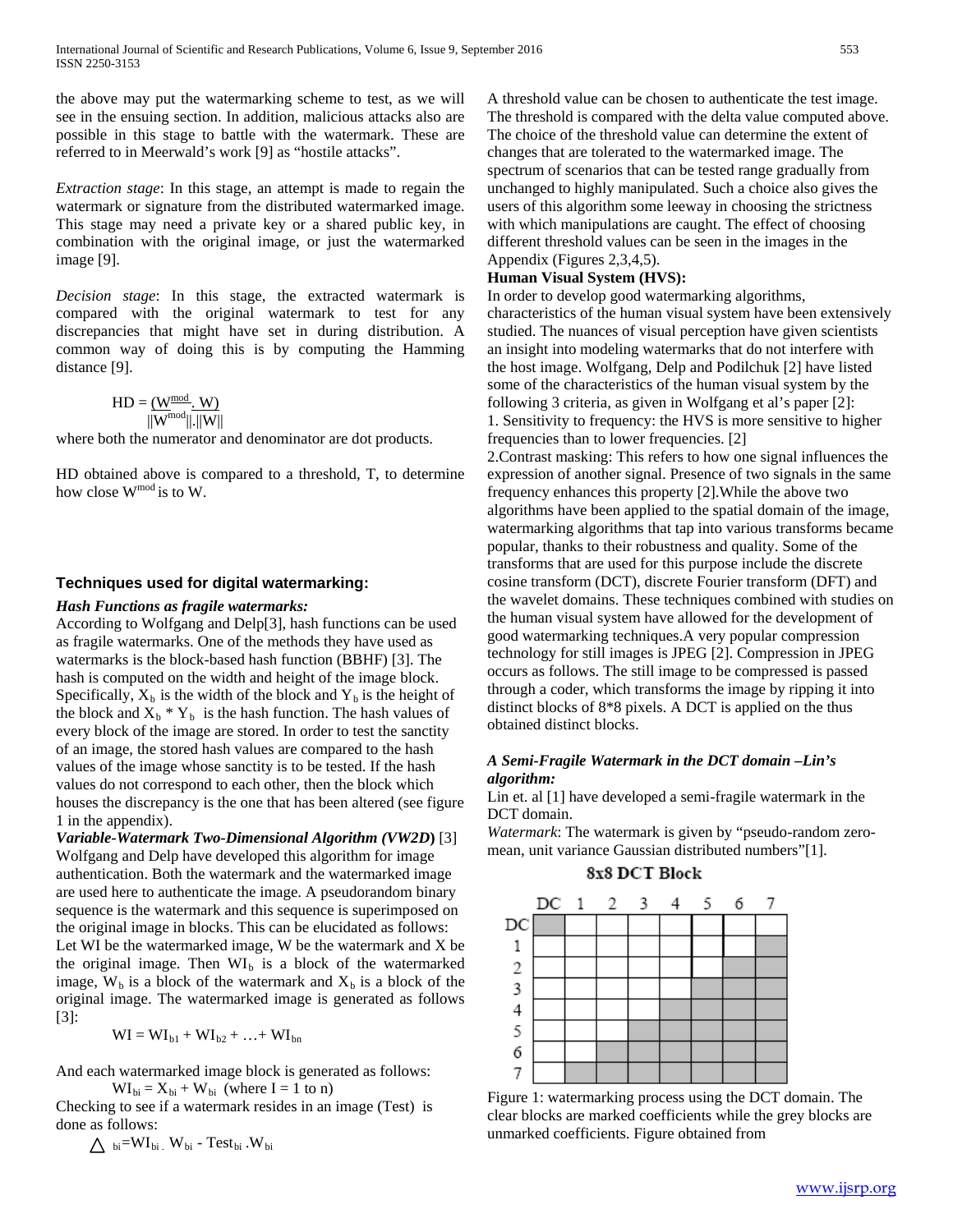the above may put the watermarking scheme to test, as we will see in the ensuing section. In addition, malicious attacks also are possible in this stage to battle with the watermark. These are referred to in Meerwald's work [9] as "hostile attacks".

*Extraction stage*: In this stage, an attempt is made to regain the watermark or signature from the distributed watermarked image. This stage may need a private key or a shared public key, in combination with the original image, or just the watermarked image [9].

*Decision stage*: In this stage, the extracted watermark is compared with the original watermark to test for any discrepancies that might have set in during distribution. A common way of doing this is by computing the Hamming distance [9].

$$HD = \frac{(W^{mod} . W)}{||W^{mod}||.||W||}$$

where both the numerator and denominator are dot products.

HD obtained above is compared to a threshold, T, to determine how close $W^{mod}$ is to W.

## Techniques used for digital watermarking:

***Hash Functions as fragile watermarks:***

According to Wolfgang and Delp[3], hash functions can be used as fragile watermarks. One of the methods they have used as watermarks is the block-based hash function (BBHF) [3]. The hash is computed on the width and height of the image block. Specifically, $X_b$ is the width of the block and $Y_b$ is the height of the block and $X_b * Y_b$ is the hash function. The hash values of every block of the image are stored. In order to test the sanctity of an image, the stored hash values are compared to the hash values of the image whose sanctity is to be tested. If the hash values do not correspond to each other, then the block which houses the discrepancy is the one that has been altered (see figure 1 in the appendix).

***Variable-Watermark Two-Dimensional Algorithm (VW2D)*** [3]

Wolfgang and Delp have developed this algorithm for image authentication. Both the watermark and the watermarked image are used here to authenticate the image. A pseudorandom binary sequence is the watermark and this sequence is superimposed on the original image in blocks. This can be elucidated as follows: Let WI be the watermarked image, W be the watermark and X be the original image. Then $WI_b$ is a block of the watermarked image, $W_b$ is a block of the watermark and $X_b$ is a block of the original image. The watermarked image is generated as follows [3]:

$$WI = WI_{b1} + WI_{b2} + \ldots + WI_{bn}$$

And each watermarked image block is generated as follows:

$$WI_{bi} = X_{bi} + W_{bi} \quad (\text{where I = 1 to n})$$

Checking to see if a watermark resides in an image (Test) is done as follows:

$$\triangle_{bi} = WI_{bi} . W_{bi} - Test_{bi} . W_{bi}$$

A threshold value can be chosen to authenticate the test image. The threshold is compared with the delta value computed above. The choice of the threshold value can determine the extent of changes that are tolerated to the watermarked image. The spectrum of scenarios that can be tested range gradually from unchanged to highly manipulated. Such a choice also gives the users of this algorithm some leeway in choosing the strictness with which manipulations are caught. The effect of choosing different threshold values can be seen in the images in the Appendix (Figures 2,3,4,5).

**Human Visual System (HVS):**

In order to develop good watermarking algorithms, characteristics of the human visual system have been extensively studied. The nuances of visual perception have given scientists an insight into modeling watermarks that do not interfere with the host image. Wolfgang, Delp and Podilchuk [2] have listed some of the characteristics of the human visual system by the following 3 criteria, as given in Wolfgang et al's paper [2]:

1. Sensitivity to frequency: the HVS is more sensitive to higher frequencies than to lower frequencies. [2]

2.Contrast masking: This refers to how one signal influences the expression of another signal. Presence of two signals in the same frequency enhances this property [2].While the above two algorithms have been applied to the spatial domain of the image, watermarking algorithms that tap into various transforms became popular, thanks to their robustness and quality. Some of the transforms that are used for this purpose include the discrete cosine transform (DCT), discrete Fourier transform (DFT) and the wavelet domains. These techniques combined with studies on the human visual system have allowed for the development of good watermarking techniques.A very popular compression technology for still images is JPEG [2]. Compression in JPEG occurs as follows. The still image to be compressed is passed through a coder, which transforms the image by ripping it into distinct blocks of 8*8 pixels. A DCT is applied on the thus obtained distinct blocks.

***A Semi-Fragile Watermark in the DCT domain –Lin's algorithm:***

Lin et. al [1] have developed a semi-fragile watermark in the DCT domain.

*Watermark*: The watermark is given by "pseudo-random zero-mean, unit variance Gaussian distributed numbers"[1].

**8x8 DCT Block**

| | DC | 1 | 2 | 3 | 4 | 5 | 6 | 7 |
|---|---|---|---|---|---|---|---|---|
| DC | | | | | | | | |
| 1 | | | | | | | | |
| 2 | | | | | | | | |
| 3 | | | | | | | | |
| 4 | | | | | | | | |
| 5 | | | | | | | | |
| 6 | | | | | | | | |
| 7 | | | | | | | | |

Figure 1: watermarking process using the DCT domain. The clear blocks are marked coefficients while the grey blocks are unmarked coefficients. Figure obtained from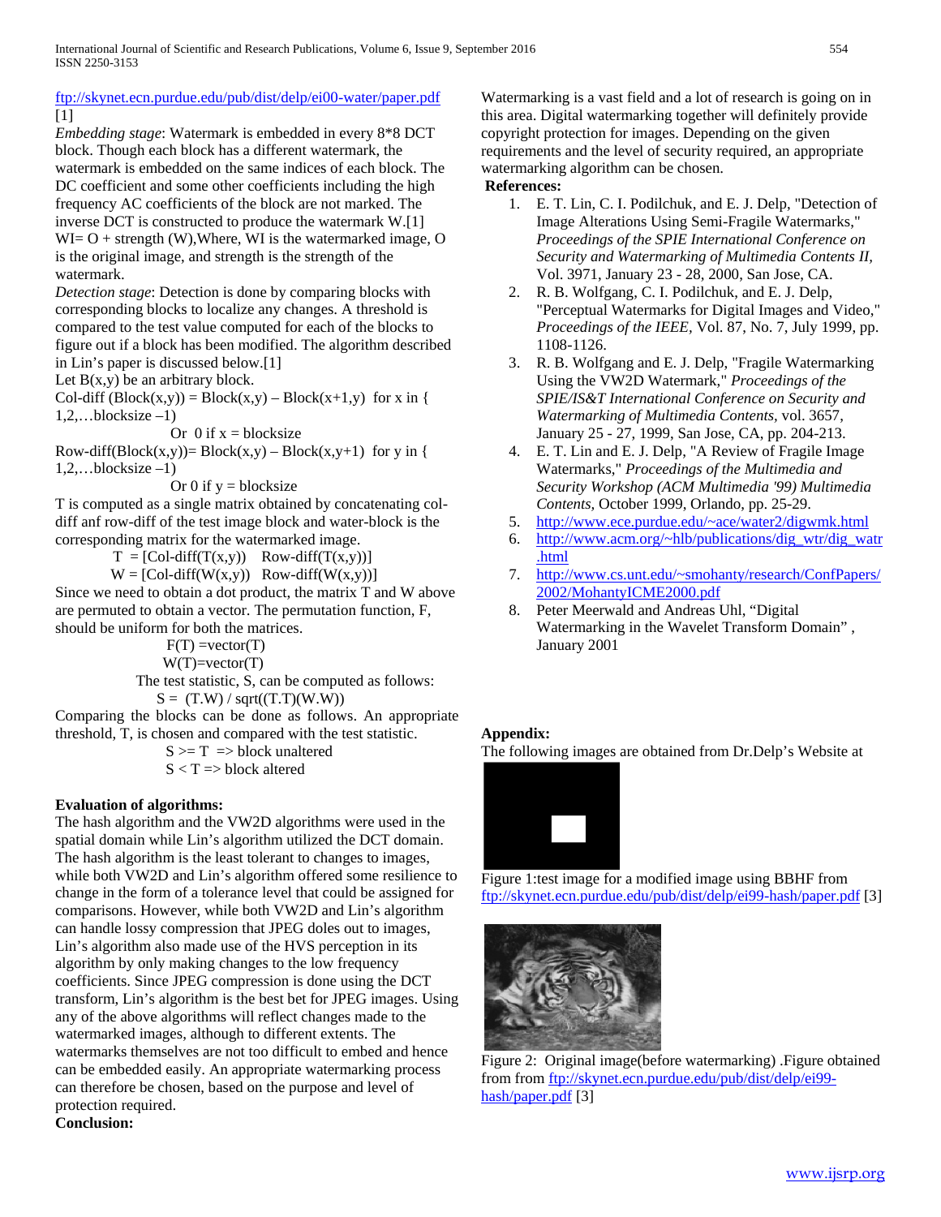[ftp://skynet.ecn.purdue.edu/pub/dist/delp/ei00-water/paper.pdf](ftp://skynet.ecn.purdue.edu/pub/dist/delp/ei00-water/paper.pdf) [1]

*Embedding stage*: Watermark is embedded in every 8*8 DCT block. Though each block has a different watermark, the watermark is embedded on the same indices of each block. The DC coefficient and some other coefficients including the high frequency AC coefficients of the block are not marked. The inverse DCT is constructed to produce the watermark W.[1]

WI= O + strength (W),Where, WI is the watermarked image, O is the original image, and strength is the strength of the watermark.

*Detection stage*: Detection is done by comparing blocks with corresponding blocks to localize any changes. A threshold is compared to the test value computed for each of the blocks to figure out if a block has been modified. The algorithm described in Lin's paper is discussed below.[1]

Let B(x,y) be an arbitrary block.

Col-diff (Block(x,y)) = Block(x,y) – Block(x+1,y) for x in { 1,2,…blocksize –1)

Or 0 if x = blocksize

Row-diff(Block(x,y))= Block(x,y) – Block(x,y+1) for y in { 1,2,…blocksize –1)

Or 0 if y = blocksize

T is computed as a single matrix obtained by concatenating col-diff anf row-diff of the test image block and water-block is the corresponding matrix for the watermarked image.

T = [Col-diff(T(x,y)) Row-diff(T(x,y))]

W = [Col-diff(W(x,y)) Row-diff(W(x,y))]

Since we need to obtain a dot product, the matrix T and W above are permuted to obtain a vector. The permutation function, F, should be uniform for both the matrices.

F(T) =vector(T)

W(T)=vector(T)

The test statistic, S, can be computed as follows:

S = (T.W) / sqrt((T.T)(W.W))

Comparing the blocks can be done as follows. An appropriate threshold, T, is chosen and compared with the test statistic.

S >= T => block unaltered

S < T => block altered

**Evaluation of algorithms:**

The hash algorithm and the VW2D algorithms were used in the spatial domain while Lin's algorithm utilized the DCT domain. The hash algorithm is the least tolerant to changes to images, while both VW2D and Lin's algorithm offered some resilience to change in the form of a tolerance level that could be assigned for comparisons. However, while both VW2D and Lin's algorithm can handle lossy compression that JPEG doles out to images, Lin's algorithm also made use of the HVS perception in its algorithm by only making changes to the low frequency coefficients. Since JPEG compression is done using the DCT transform, Lin's algorithm is the best bet for JPEG images. Using any of the above algorithms will reflect changes made to the watermarked images, although to different extents. The watermarks themselves are not too difficult to embed and hence can be embedded easily. An appropriate watermarking process can therefore be chosen, based on the purpose and level of protection required.

**Conclusion:**

Watermarking is a vast field and a lot of research is going on in this area. Digital watermarking together will definitely provide copyright protection for images. Depending on the given requirements and the level of security required, an appropriate watermarking algorithm can be chosen.

**References:**

1. E. T. Lin, C. I. Podilchuk, and E. J. Delp, "Detection of Image Alterations Using Semi-Fragile Watermarks," *Proceedings of the SPIE International Conference on Security and Watermarking of Multimedia Contents II*, Vol. 3971, January 23 - 28, 2000, San Jose, CA.
2. R. B. Wolfgang, C. I. Podilchuk, and E. J. Delp, "Perceptual Watermarks for Digital Images and Video," *Proceedings of the IEEE*, Vol. 87, No. 7, July 1999, pp. 1108-1126.
3. R. B. Wolfgang and E. J. Delp, "Fragile Watermarking Using the VW2D Watermark," *Proceedings of the SPIE/IS&T International Conference on Security and Watermarking of Multimedia Contents*, vol. 3657, January 25 - 27, 1999, San Jose, CA, pp. 204-213.
4. E. T. Lin and E. J. Delp, "A Review of Fragile Image Watermarks," *Proceedings of the Multimedia and Security Workshop (ACM Multimedia '99) Multimedia Contents*, October 1999, Orlando, pp. 25-29.
5. [http://www.ece.purdue.edu/~ace/water2/digwmk.html](http://www.ece.purdue.edu/~ace/water2/digwmk.html)
6. [http://www.acm.org/~hlb/publications/dig_wtr/dig_watr.html](http://www.acm.org/~hlb/publications/dig_wtr/dig_watr.html)
7. [http://www.cs.unt.edu/~smohanty/research/ConfPapers/2002/MohantyICME2000.pdf](http://www.cs.unt.edu/~smohanty/research/ConfPapers/2002/MohantyICME2000.pdf)
8. Peter Meerwald and Andreas Uhl, "Digital Watermarking in the Wavelet Transform Domain" , January 2001

**Appendix:**

The following images are obtained from Dr.Delp's Website at

Figure 1:test image for a modified image using BBHF from [ftp://skynet.ecn.purdue.edu/pub/dist/delp/ei99-hash/paper.pdf](ftp://skynet.ecn.purdue.edu/pub/dist/delp/ei99-hash/paper.pdf) [3]

Figure 2: Original image(before watermarking) .Figure obtained from from [ftp://skynet.ecn.purdue.edu/pub/dist/delp/ei99-hash/paper.pdf](ftp://skynet.ecn.purdue.edu/pub/dist/delp/ei99-hash/paper.pdf) [3]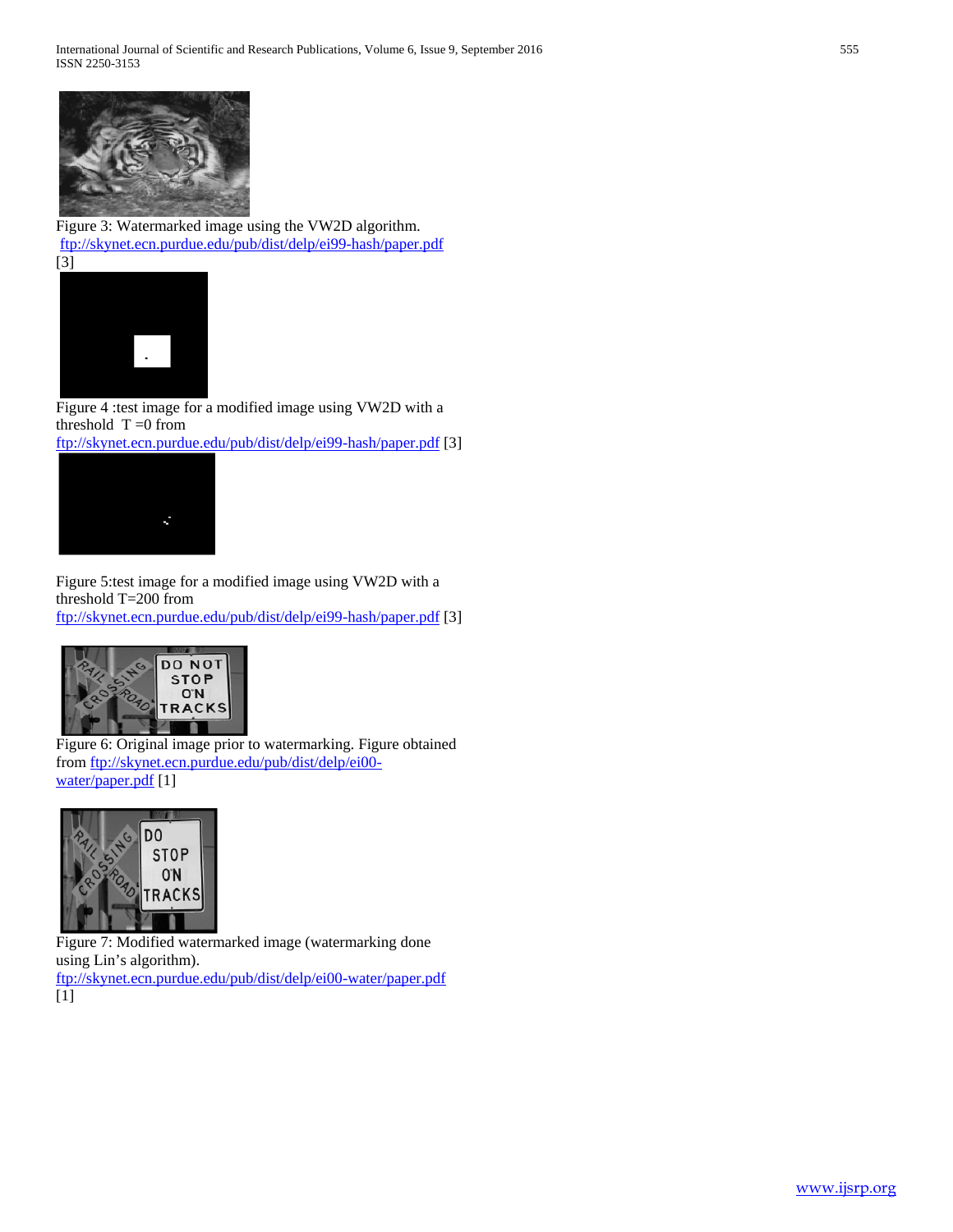Figure 3: Watermarked image using the VW2D algorithm. ftp://skynet.ecn.purdue.edu/pub/dist/delp/ei99-hash/paper.pdf [3]

Figure 4 :test image for a modified image using VW2D with a threshold T =0 from ftp://skynet.ecn.purdue.edu/pub/dist/delp/ei99-hash/paper.pdf [3]

Figure 5:test image for a modified image using VW2D with a threshold T=200 from ftp://skynet.ecn.purdue.edu/pub/dist/delp/ei99-hash/paper.pdf [3]

Figure 6: Original image prior to watermarking. Figure obtained from ftp://skynet.ecn.purdue.edu/pub/dist/delp/ei00-water/paper.pdf [1]

Figure 7: Modified watermarked image (watermarking done using Lin's algorithm). ftp://skynet.ecn.purdue.edu/pub/dist/delp/ei00-water/paper.pdf [1]